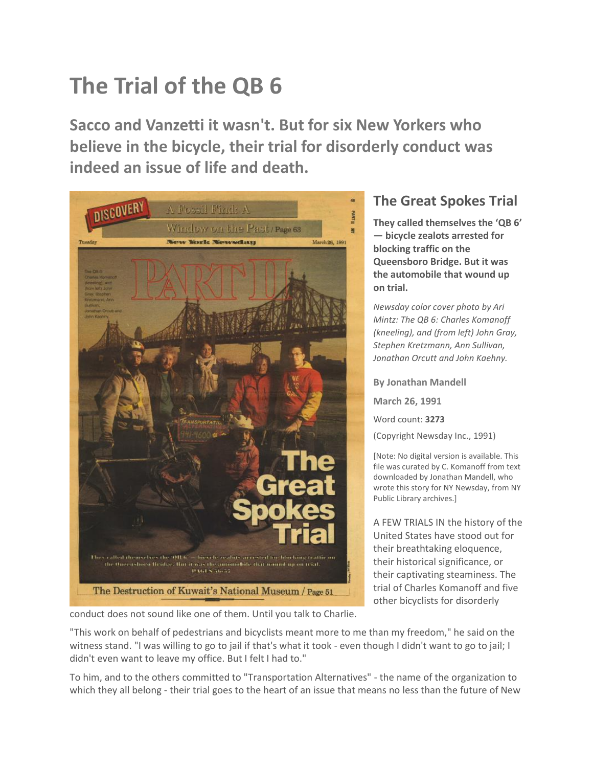# The Trial of the QB 6

## Sacco and Vanzetti it wasn't. But for six New Yorkers who believe in the bicycle, their trial for disorderly conduct was indeed an issue of life and death.

### The Great Spokes Trial

**They called themselves the 'QB 6' — bicycle zealots arrested for blocking traffic on the Queensboro Bridge. But it was the automobile that wound up on trial.**

*Newsday color cover photo by Ari Mintz: The QB 6: Charles Komanoff (kneeling), and (from left) John Gray, Stephen Kretzmann, Ann Sullivan, Jonathan Orcutt and John Kaehny.*

**By Jonathan Mandell**

**March 26, 1991**

Word count: **3273**

(Copyright Newsday Inc., 1991)

[Note: No digital version is available. This file was curated by C. Komanoff from text downloaded by Jonathan Mandell, who wrote this story for NY Newsday, from NY Public Library archives.]

A FEW TRIALS IN the history of the United States have stood out for their breathtaking eloquence, their historical significance, or their captivating steaminess. The trial of Charles Komanoff and five other bicyclists for disorderly conduct does not sound like one of them. Until you talk to Charlie.

"This work on behalf of pedestrians and bicyclists meant more to me than my freedom," he said on the witness stand. "I was willing to go to jail if that's what it took - even though I didn't want to go to jail; I didn't even want to leave my office. But I felt I had to."

To him, and to the others committed to "Transportation Alternatives" - the name of the organization to which they all belong - their trial goes to the heart of an issue that means no less than the future of New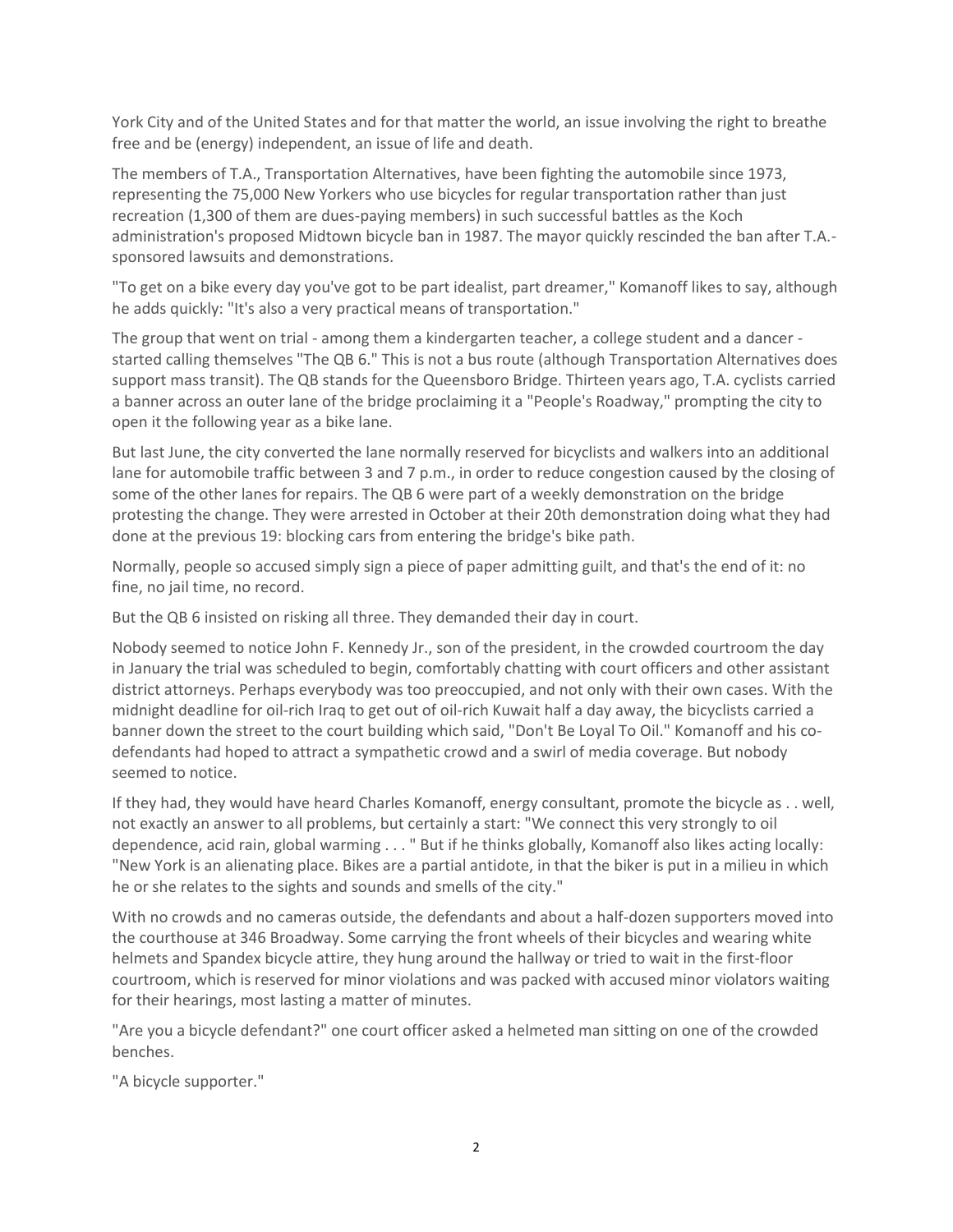York City and of the United States and for that matter the world, an issue involving the right to breathe free and be (energy) independent, an issue of life and death.

The members of T.A., Transportation Alternatives, have been fighting the automobile since 1973, representing the 75,000 New Yorkers who use bicycles for regular transportation rather than just recreation (1,300 of them are dues-paying members) in such successful battles as the Koch administration's proposed Midtown bicycle ban in 1987. The mayor quickly rescinded the ban after T.A.-sponsored lawsuits and demonstrations.

"To get on a bike every day you've got to be part idealist, part dreamer," Komanoff likes to say, although he adds quickly: "It's also a very practical means of transportation."

The group that went on trial - among them a kindergarten teacher, a college student and a dancer - started calling themselves "The QB 6." This is not a bus route (although Transportation Alternatives does support mass transit). The QB stands for the Queensboro Bridge. Thirteen years ago, T.A. cyclists carried a banner across an outer lane of the bridge proclaiming it a "People's Roadway," prompting the city to open it the following year as a bike lane.

But last June, the city converted the lane normally reserved for bicyclists and walkers into an additional lane for automobile traffic between 3 and 7 p.m., in order to reduce congestion caused by the closing of some of the other lanes for repairs. The QB 6 were part of a weekly demonstration on the bridge protesting the change. They were arrested in October at their 20th demonstration doing what they had done at the previous 19: blocking cars from entering the bridge's bike path.

Normally, people so accused simply sign a piece of paper admitting guilt, and that's the end of it: no fine, no jail time, no record.

But the QB 6 insisted on risking all three. They demanded their day in court.

Nobody seemed to notice John F. Kennedy Jr., son of the president, in the crowded courtroom the day in January the trial was scheduled to begin, comfortably chatting with court officers and other assistant district attorneys. Perhaps everybody was too preoccupied, and not only with their own cases. With the midnight deadline for oil-rich Iraq to get out of oil-rich Kuwait half a day away, the bicyclists carried a banner down the street to the court building which said, "Don't Be Loyal To Oil." Komanoff and his co-defendants had hoped to attract a sympathetic crowd and a swirl of media coverage. But nobody seemed to notice.

If they had, they would have heard Charles Komanoff, energy consultant, promote the bicycle as . . well, not exactly an answer to all problems, but certainly a start: "We connect this very strongly to oil dependence, acid rain, global warming . . . " But if he thinks globally, Komanoff also likes acting locally: "New York is an alienating place. Bikes are a partial antidote, in that the biker is put in a milieu in which he or she relates to the sights and sounds and smells of the city."

With no crowds and no cameras outside, the defendants and about a half-dozen supporters moved into the courthouse at 346 Broadway. Some carrying the front wheels of their bicycles and wearing white helmets and Spandex bicycle attire, they hung around the hallway or tried to wait in the first-floor courtroom, which is reserved for minor violations and was packed with accused minor violators waiting for their hearings, most lasting a matter of minutes.

"Are you a bicycle defendant?" one court officer asked a helmeted man sitting on one of the crowded benches.

"A bicycle supporter."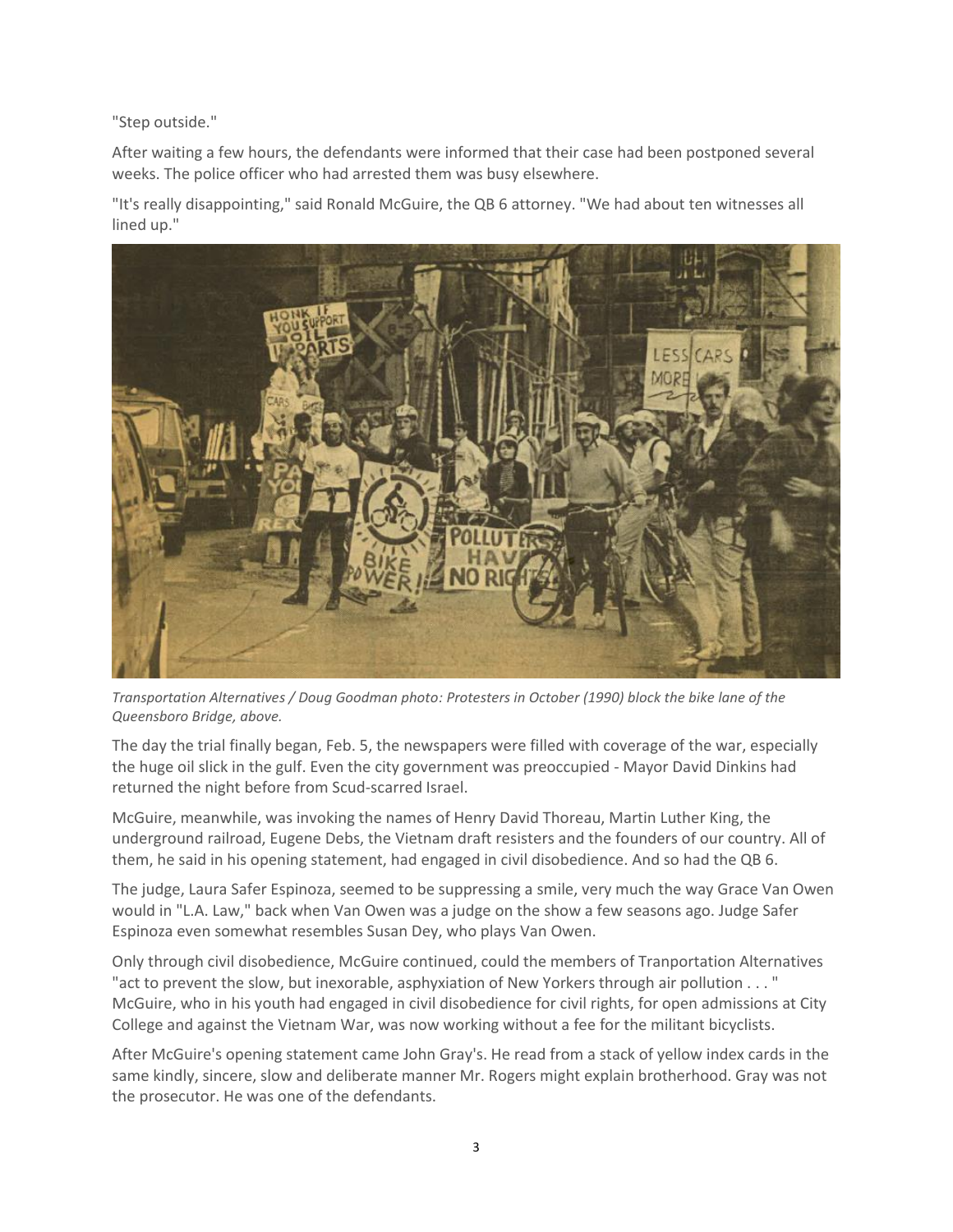"Step outside."

After waiting a few hours, the defendants were informed that their case had been postponed several weeks. The police officer who had arrested them was busy elsewhere.

"It's really disappointing," said Ronald McGuire, the QB 6 attorney. "We had about ten witnesses all lined up."

*Transportation Alternatives / Doug Goodman photo: Protesters in October (1990) block the bike lane of the Queensboro Bridge, above.*

The day the trial finally began, Feb. 5, the newspapers were filled with coverage of the war, especially the huge oil slick in the gulf. Even the city government was preoccupied - Mayor David Dinkins had returned the night before from Scud-scarred Israel.

McGuire, meanwhile, was invoking the names of Henry David Thoreau, Martin Luther King, the underground railroad, Eugene Debs, the Vietnam draft resisters and the founders of our country. All of them, he said in his opening statement, had engaged in civil disobedience. And so had the QB 6.

The judge, Laura Safer Espinoza, seemed to be suppressing a smile, very much the way Grace Van Owen would in "L.A. Law," back when Van Owen was a judge on the show a few seasons ago. Judge Safer Espinoza even somewhat resembles Susan Dey, who plays Van Owen.

Only through civil disobedience, McGuire continued, could the members of Tranportation Alternatives "act to prevent the slow, but inexorable, asphyxiation of New Yorkers through air pollution . . . " McGuire, who in his youth had engaged in civil disobedience for civil rights, for open admissions at City College and against the Vietnam War, was now working without a fee for the militant bicyclists.

After McGuire's opening statement came John Gray's. He read from a stack of yellow index cards in the same kindly, sincere, slow and deliberate manner Mr. Rogers might explain brotherhood. Gray was not the prosecutor. He was one of the defendants.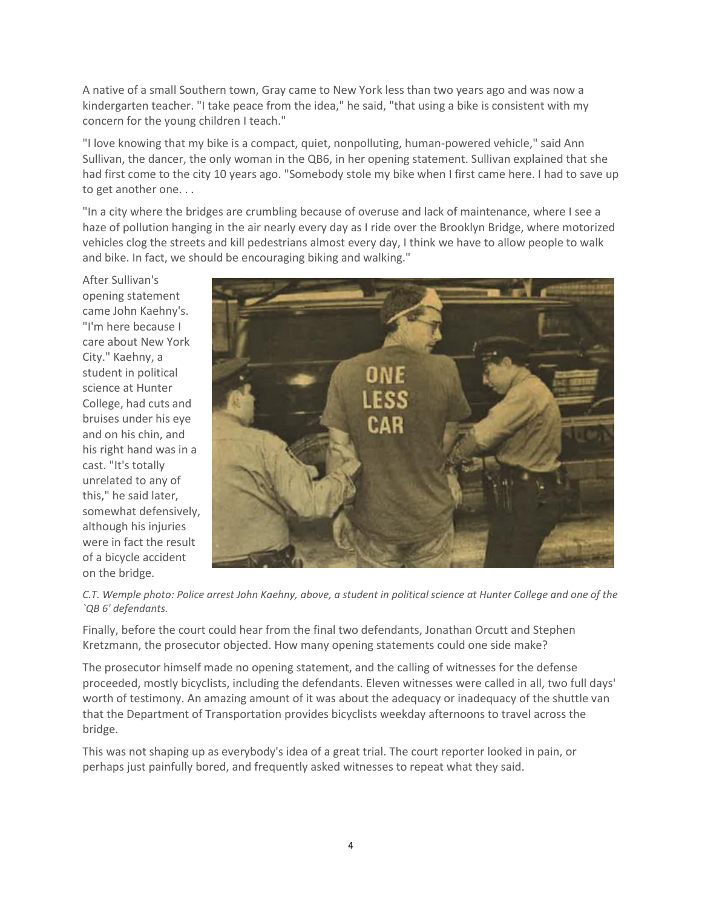A native of a small Southern town, Gray came to New York less than two years ago and was now a kindergarten teacher. "I take peace from the idea," he said, "that using a bike is consistent with my concern for the young children I teach."

"I love knowing that my bike is a compact, quiet, nonpolluting, human-powered vehicle," said Ann Sullivan, the dancer, the only woman in the QB6, in her opening statement. Sullivan explained that she had first come to the city 10 years ago. "Somebody stole my bike when I first came here. I had to save up to get another one. . .

"In a city where the bridges are crumbling because of overuse and lack of maintenance, where I see a haze of pollution hanging in the air nearly every day as I ride over the Brooklyn Bridge, where motorized vehicles clog the streets and kill pedestrians almost every day, I think we have to allow people to walk and bike. In fact, we should be encouraging biking and walking."

After Sullivan's opening statement came John Kaehny's. "I'm here because I care about New York City." Kaehny, a student in political science at Hunter College, had cuts and bruises under his eye and on his chin, and his right hand was in a cast. "It's totally unrelated to any of this," he said later, somewhat defensively, although his injuries were in fact the result of a bicycle accident on the bridge.

*C.T. Wemple photo: Police arrest John Kaehny, above, a student in political science at Hunter College and one of the `QB 6' defendants.*

Finally, before the court could hear from the final two defendants, Jonathan Orcutt and Stephen Kretzmann, the prosecutor objected. How many opening statements could one side make?

The prosecutor himself made no opening statement, and the calling of witnesses for the defense proceeded, mostly bicyclists, including the defendants. Eleven witnesses were called in all, two full days' worth of testimony. An amazing amount of it was about the adequacy or inadequacy of the shuttle van that the Department of Transportation provides bicyclists weekday afternoons to travel across the bridge.

This was not shaping up as everybody's idea of a great trial. The court reporter looked in pain, or perhaps just painfully bored, and frequently asked witnesses to repeat what they said.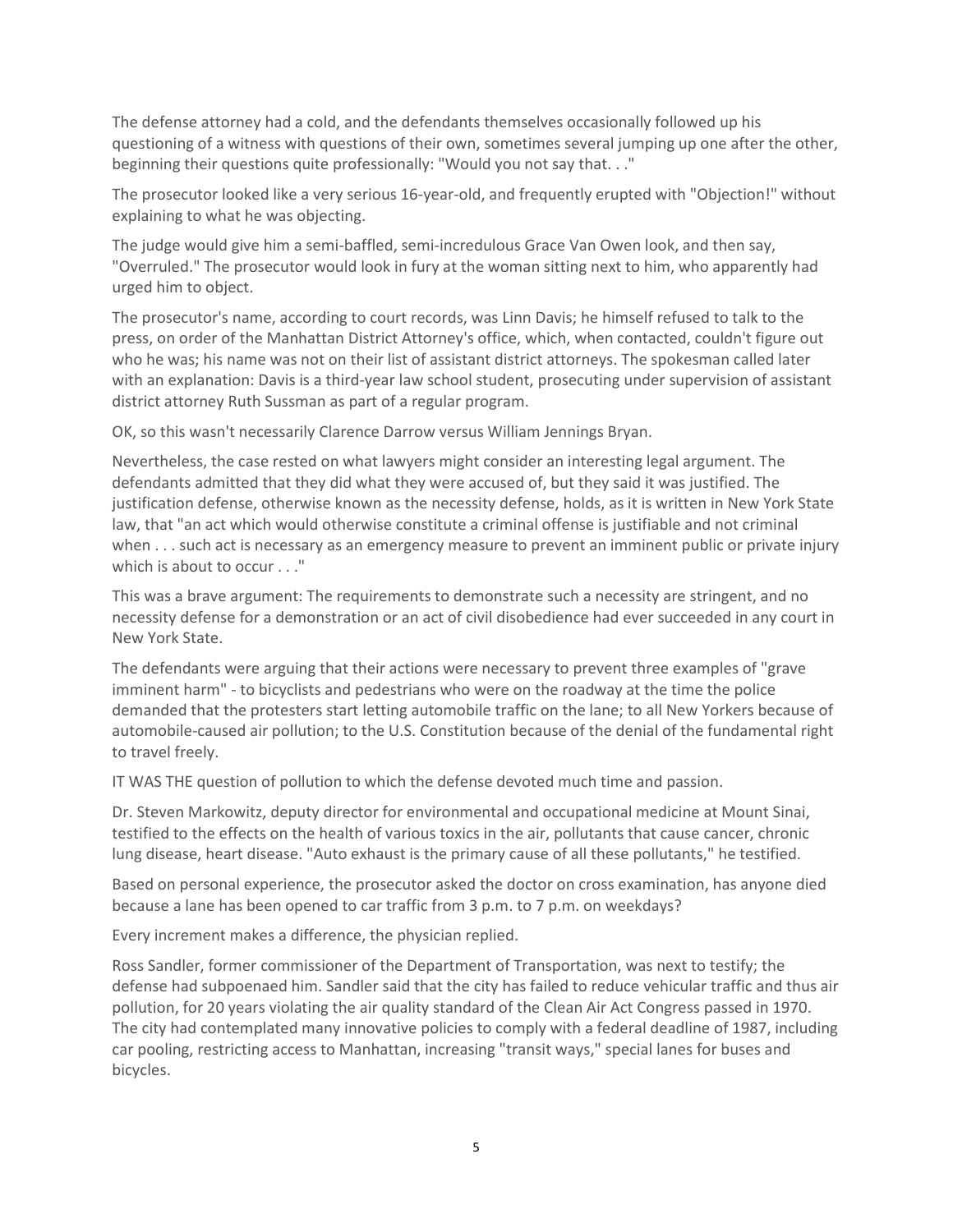The defense attorney had a cold, and the defendants themselves occasionally followed up his questioning of a witness with questions of their own, sometimes several jumping up one after the other, beginning their questions quite professionally: "Would you not say that. . ."

The prosecutor looked like a very serious 16-year-old, and frequently erupted with "Objection!" without explaining to what he was objecting.

The judge would give him a semi-baffled, semi-incredulous Grace Van Owen look, and then say, "Overruled." The prosecutor would look in fury at the woman sitting next to him, who apparently had urged him to object.

The prosecutor's name, according to court records, was Linn Davis; he himself refused to talk to the press, on order of the Manhattan District Attorney's office, which, when contacted, couldn't figure out who he was; his name was not on their list of assistant district attorneys. The spokesman called later with an explanation: Davis is a third-year law school student, prosecuting under supervision of assistant district attorney Ruth Sussman as part of a regular program.

OK, so this wasn't necessarily Clarence Darrow versus William Jennings Bryan.

Nevertheless, the case rested on what lawyers might consider an interesting legal argument. The defendants admitted that they did what they were accused of, but they said it was justified. The justification defense, otherwise known as the necessity defense, holds, as it is written in New York State law, that "an act which would otherwise constitute a criminal offense is justifiable and not criminal when . . . such act is necessary as an emergency measure to prevent an imminent public or private injury which is about to occur . . ."

This was a brave argument: The requirements to demonstrate such a necessity are stringent, and no necessity defense for a demonstration or an act of civil disobedience had ever succeeded in any court in New York State.

The defendants were arguing that their actions were necessary to prevent three examples of "grave imminent harm" - to bicyclists and pedestrians who were on the roadway at the time the police demanded that the protesters start letting automobile traffic on the lane; to all New Yorkers because of automobile-caused air pollution; to the U.S. Constitution because of the denial of the fundamental right to travel freely.

IT WAS THE question of pollution to which the defense devoted much time and passion.

Dr. Steven Markowitz, deputy director for environmental and occupational medicine at Mount Sinai, testified to the effects on the health of various toxics in the air, pollutants that cause cancer, chronic lung disease, heart disease. "Auto exhaust is the primary cause of all these pollutants," he testified.

Based on personal experience, the prosecutor asked the doctor on cross examination, has anyone died because a lane has been opened to car traffic from 3 p.m. to 7 p.m. on weekdays?

Every increment makes a difference, the physician replied.

Ross Sandler, former commissioner of the Department of Transportation, was next to testify; the defense had subpoenaed him. Sandler said that the city has failed to reduce vehicular traffic and thus air pollution, for 20 years violating the air quality standard of the Clean Air Act Congress passed in 1970. The city had contemplated many innovative policies to comply with a federal deadline of 1987, including car pooling, restricting access to Manhattan, increasing "transit ways," special lanes for buses and bicycles.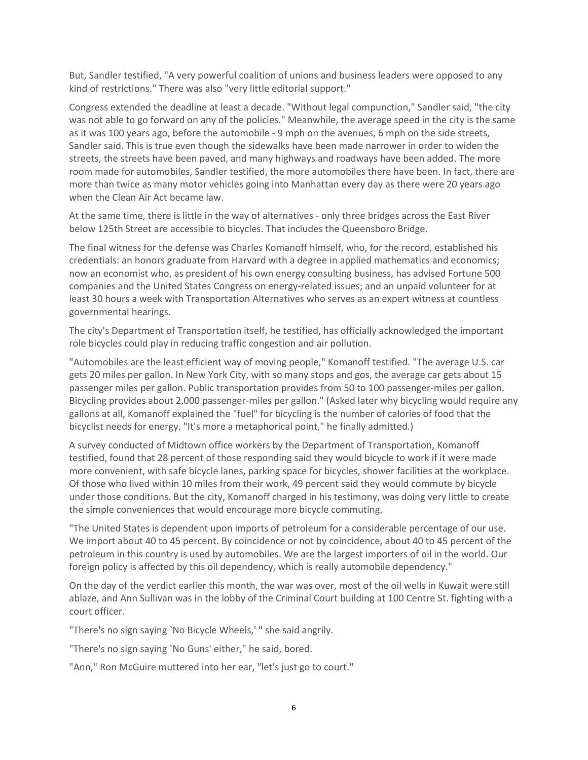But, Sandler testified, "A very powerful coalition of unions and business leaders were opposed to any kind of restrictions." There was also "very little editorial support."

Congress extended the deadline at least a decade. "Without legal compunction," Sandler said, "the city was not able to go forward on any of the policies." Meanwhile, the average speed in the city is the same as it was 100 years ago, before the automobile - 9 mph on the avenues, 6 mph on the side streets, Sandler said. This is true even though the sidewalks have been made narrower in order to widen the streets, the streets have been paved, and many highways and roadways have been added. The more room made for automobiles, Sandler testified, the more automobiles there have been. In fact, there are more than twice as many motor vehicles going into Manhattan every day as there were 20 years ago when the Clean Air Act became law.

At the same time, there is little in the way of alternatives - only three bridges across the East River below 125th Street are accessible to bicycles. That includes the Queensboro Bridge.

The final witness for the defense was Charles Komanoff himself, who, for the record, established his credentials: an honors graduate from Harvard with a degree in applied mathematics and economics; now an economist who, as president of his own energy consulting business, has advised Fortune 500 companies and the United States Congress on energy-related issues; and an unpaid volunteer for at least 30 hours a week with Transportation Alternatives who serves as an expert witness at countless governmental hearings.

The city's Department of Transportation itself, he testified, has officially acknowledged the important role bicycles could play in reducing traffic congestion and air pollution.

"Automobiles are the least efficient way of moving people," Komanoff testified. "The average U.S. car gets 20 miles per gallon. In New York City, with so many stops and gos, the average car gets about 15 passenger miles per gallon. Public transportation provides from 50 to 100 passenger-miles per gallon. Bicycling provides about 2,000 passenger-miles per gallon." (Asked later why bicycling would require any gallons at all, Komanoff explained the "fuel" for bicycling is the number of calories of food that the bicyclist needs for energy. "It's more a metaphorical point," he finally admitted.)

A survey conducted of Midtown office workers by the Department of Transportation, Komanoff testified, found that 28 percent of those responding said they would bicycle to work if it were made more convenient, with safe bicycle lanes, parking space for bicycles, shower facilities at the workplace. Of those who lived within 10 miles from their work, 49 percent said they would commute by bicycle under those conditions. But the city, Komanoff charged in his testimony, was doing very little to create the simple conveniences that would encourage more bicycle commuting.

"The United States is dependent upon imports of petroleum for a considerable percentage of our use. We import about 40 to 45 percent. By coincidence or not by coincidence, about 40 to 45 percent of the petroleum in this country is used by automobiles. We are the largest importers of oil in the world. Our foreign policy is affected by this oil dependency, which is really automobile dependency."

On the day of the verdict earlier this month, the war was over, most of the oil wells in Kuwait were still ablaze, and Ann Sullivan was in the lobby of the Criminal Court building at 100 Centre St. fighting with a court officer.

"There's no sign saying `No Bicycle Wheels,' " she said angrily.

"There's no sign saying `No Guns' either," he said, bored.

"Ann," Ron McGuire muttered into her ear, "let's just go to court."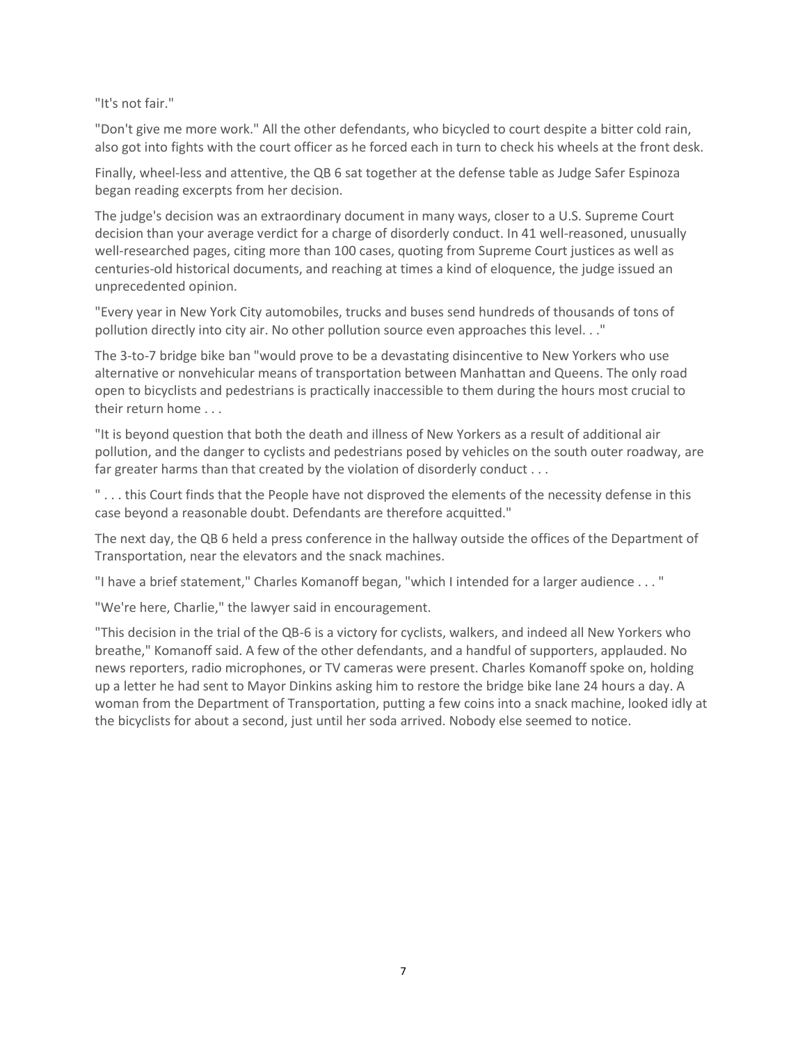"It's not fair."

"Don't give me more work." All the other defendants, who bicycled to court despite a bitter cold rain, also got into fights with the court officer as he forced each in turn to check his wheels at the front desk.

Finally, wheel-less and attentive, the QB 6 sat together at the defense table as Judge Safer Espinoza began reading excerpts from her decision.

The judge's decision was an extraordinary document in many ways, closer to a U.S. Supreme Court decision than your average verdict for a charge of disorderly conduct. In 41 well-reasoned, unusually well-researched pages, citing more than 100 cases, quoting from Supreme Court justices as well as centuries-old historical documents, and reaching at times a kind of eloquence, the judge issued an unprecedented opinion.

"Every year in New York City automobiles, trucks and buses send hundreds of thousands of tons of pollution directly into city air. No other pollution source even approaches this level. . ."

The 3-to-7 bridge bike ban "would prove to be a devastating disincentive to New Yorkers who use alternative or nonvehicular means of transportation between Manhattan and Queens. The only road open to bicyclists and pedestrians is practically inaccessible to them during the hours most crucial to their return home . . .

"It is beyond question that both the death and illness of New Yorkers as a result of additional air pollution, and the danger to cyclists and pedestrians posed by vehicles on the south outer roadway, are far greater harms than that created by the violation of disorderly conduct . . .

" . . . this Court finds that the People have not disproved the elements of the necessity defense in this case beyond a reasonable doubt. Defendants are therefore acquitted."

The next day, the QB 6 held a press conference in the hallway outside the offices of the Department of Transportation, near the elevators and the snack machines.

"I have a brief statement," Charles Komanoff began, "which I intended for a larger audience . . . "

"We're here, Charlie," the lawyer said in encouragement.

"This decision in the trial of the QB-6 is a victory for cyclists, walkers, and indeed all New Yorkers who breathe," Komanoff said. A few of the other defendants, and a handful of supporters, applauded. No news reporters, radio microphones, or TV cameras were present. Charles Komanoff spoke on, holding up a letter he had sent to Mayor Dinkins asking him to restore the bridge bike lane 24 hours a day. A woman from the Department of Transportation, putting a few coins into a snack machine, looked idly at the bicyclists for about a second, just until her soda arrived. Nobody else seemed to notice.